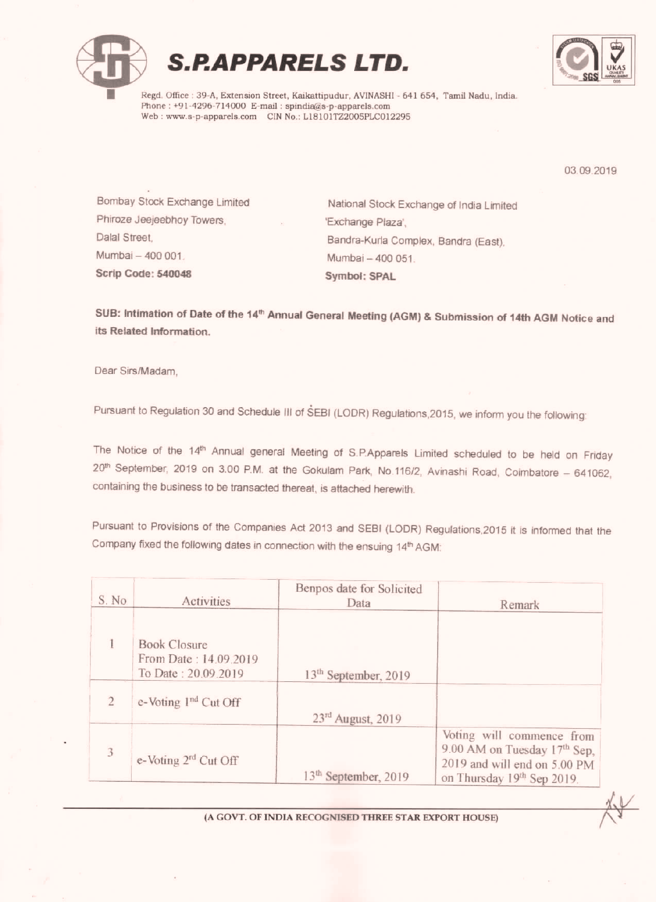# S.P.APPARELS LTD.

Regd. Office : 39-A, Extension Street, Kaikattipudur, AVINASHI - 641 654, Tamil Nadu, India.
Phone : +91-4296-714000 E-mail : spindia@s-p-apparels.com
Web : www.s-p-apparels.com CIN No.: L18101TZ2005PLC012295

03.09.2019

Bombay Stock Exchange Limited
Phiroze Jeejeebhoy Towers,
Dalal Street,
Mumbai – 400 001.
**Scrip Code: 540048**

National Stock Exchange of India Limited
'Exchange Plaza',
Bandra-Kurla Complex, Bandra (East),
Mumbai – 400 051.
**Symbol: SPAL**

**SUB: Intimation of Date of the 14th Annual General Meeting (AGM) & Submission of 14th AGM Notice and its Related Information.**

Dear Sirs/Madam,

Pursuant to Regulation 30 and Schedule III of SEBI (LODR) Regulations,2015, we inform you the following:

The Notice of the 14th Annual general Meeting of S.P.Apparels Limited scheduled to be held on Friday 20th September, 2019 on 3.00 P.M. at the Gokulam Park, No.116/2, Avinashi Road, Coimbatore – 641062, containing the business to be transacted thereat, is attached herewith.

Pursuant to Provisions of the Companies Act 2013 and SEBI (LODR) Regulations,2015 it is informed that the Company fixed the following dates in connection with the ensuing 14th AGM:

| S. No | Activities | Benpos date for Solicited Data | Remark |
|---|---|---|---|
| 1 | Book Closure<br>From Date : 14.09.2019<br>To Date : 20.09.2019 | 13th September, 2019 | |
| 2 | e-Voting 1nd Cut Off | 23rd August, 2019 | |
| 3 | e-Voting 2rd Cut Off | 13th September, 2019 | Voting will commence from 9.00 AM on Tuesday 17th Sep, 2019 and will end on 5.00 PM on Thursday 19th Sep 2019. |

(A GOVT. OF INDIA RECOGNISED THREE STAR EXPORT HOUSE)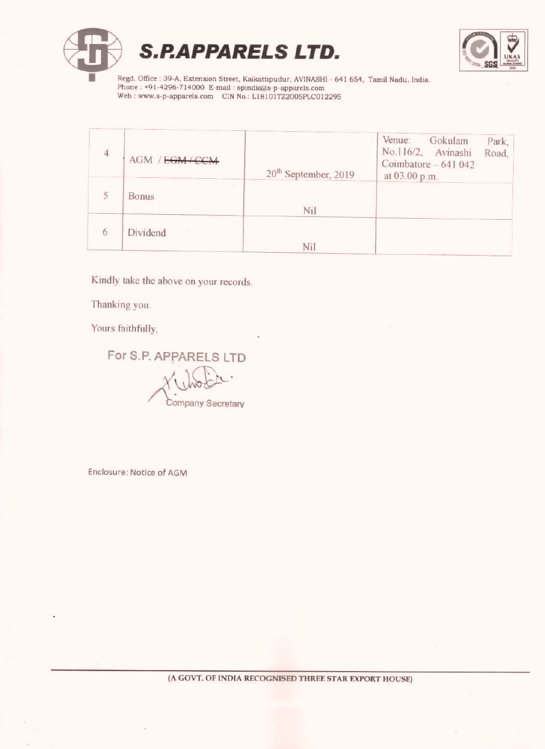# S.P.APPARELS LTD.

Regd. Office : 39-A, Extension Street, Kaikattipudur, AVINASHI - 641 654, Tamil Nadu, India.
Phone : +91-4296-714000 E-mail : spindia@s-p-apparels.com
Web : www.s-p-apparels.com CIN No.: L18101TZ2005PLC012295

| | | | |
|---|---|---|---|
| 4 | AGM / ~~EGM / CCM~~ | 20th September, 2019 | Venue: Gokulam Park, No.116/2, Avinashi Road, Coimbatore – 641 042 at 03.00 p.m. |
| 5 | Bonus | Nil | |
| 6 | Dividend | Nil | |

Kindly take the above on your records.

Thanking you.

Yours faithfully,

For S.P. APPARELS LTD

Company Secretary

Enclosure: Notice of AGM

(A GOVT. OF INDIA RECOGNISED THREE STAR EXPORT HOUSE)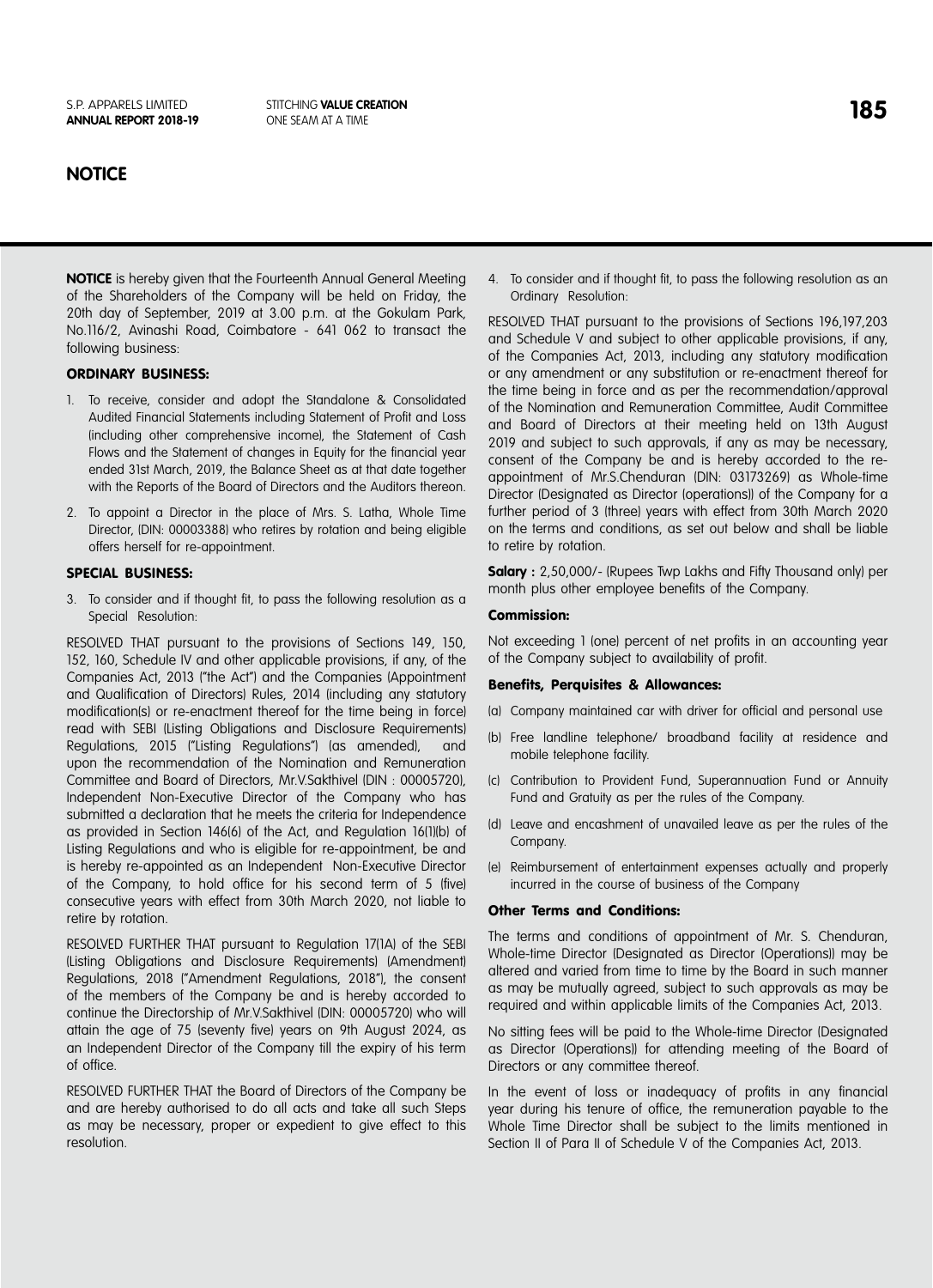# NOTICE

**NOTICE** is hereby given that the Fourteenth Annual General Meeting of the Shareholders of the Company will be held on Friday, the 20th day of September, 2019 at 3.00 p.m. at the Gokulam Park, No.116/2, Avinashi Road, Coimbatore - 641 062 to transact the following business:

### ORDINARY BUSINESS:

1. To receive, consider and adopt the Standalone & Consolidated Audited Financial Statements including Statement of Profit and Loss (including other comprehensive income), the Statement of Cash Flows and the Statement of changes in Equity for the financial year ended 31st March, 2019, the Balance Sheet as at that date together with the Reports of the Board of Directors and the Auditors thereon.
2. To appoint a Director in the place of Mrs. S. Latha, Whole Time Director, (DIN: 00003388) who retires by rotation and being eligible offers herself for re-appointment.

### SPECIAL BUSINESS:

3. To consider and if thought fit, to pass the following resolution as a Special Resolution:

RESOLVED THAT pursuant to the provisions of Sections 149, 150, 152, 160, Schedule IV and other applicable provisions, if any, of the Companies Act, 2013 ("the Act") and the Companies (Appointment and Qualification of Directors) Rules, 2014 (including any statutory modification(s) or re-enactment thereof for the time being in force) read with SEBI (Listing Obligations and Disclosure Requirements) Regulations, 2015 ("Listing Regulations") (as amended), and upon the recommendation of the Nomination and Remuneration Committee and Board of Directors, Mr.V.Sakthivel (DIN : 00005720), Independent Non-Executive Director of the Company who has submitted a declaration that he meets the criteria for Independence as provided in Section 146(6) of the Act, and Regulation 16(1)(b) of Listing Regulations and who is eligible for re-appointment, be and is hereby re-appointed as an Independent Non-Executive Director of the Company, to hold office for his second term of 5 (five) consecutive years with effect from 30th March 2020, not liable to retire by rotation.

RESOLVED FURTHER THAT pursuant to Regulation 17(1A) of the SEBI (Listing Obligations and Disclosure Requirements) (Amendment) Regulations, 2018 ("Amendment Regulations, 2018"), the consent of the members of the Company be and is hereby accorded to continue the Directorship of Mr.V.Sakthivel (DIN: 00005720) who will attain the age of 75 (seventy five) years on 9th August 2024, as an Independent Director of the Company till the expiry of his term of office.

RESOLVED FURTHER THAT the Board of Directors of the Company be and are hereby authorised to do all acts and take all such Steps as may be necessary, proper or expedient to give effect to this resolution.

4. To consider and if thought fit, to pass the following resolution as an Ordinary Resolution:

RESOLVED THAT pursuant to the provisions of Sections 196,197,203 and Schedule V and subject to other applicable provisions, if any, of the Companies Act, 2013, including any statutory modification or any amendment or any substitution or re-enactment thereof for the time being in force and as per the recommendation/approval of the Nomination and Remuneration Committee, Audit Committee and Board of Directors at their meeting held on 13th August 2019 and subject to such approvals, if any as may be necessary, consent of the Company be and is hereby accorded to the re-appointment of Mr.S.Chenduran (DIN: 03173269) as Whole-time Director (Designated as Director (operations)) of the Company for a further period of 3 (three) years with effect from 30th March 2020 on the terms and conditions, as set out below and shall be liable to retire by rotation.

**Salary :** 2,50,000/- (Rupees Twp Lakhs and Fifty Thousand only) per month plus other employee benefits of the Company.

**Commission:**

Not exceeding 1 (one) percent of net profits in an accounting year of the Company subject to availability of profit.

**Benefits, Perquisites & Allowances:**

(a) Company maintained car with driver for official and personal use
(b) Free landline telephone/ broadband facility at residence and mobile telephone facility.
(c) Contribution to Provident Fund, Superannuation Fund or Annuity Fund and Gratuity as per the rules of the Company.
(d) Leave and encashment of unavailed leave as per the rules of the Company.
(e) Reimbursement of entertainment expenses actually and properly incurred in the course of business of the Company

**Other Terms and Conditions:**

The terms and conditions of appointment of Mr. S. Chenduran, Whole-time Director (Designated as Director (Operations)) may be altered and varied from time to time by the Board in such manner as may be mutually agreed, subject to such approvals as may be required and within applicable limits of the Companies Act, 2013.

No sitting fees will be paid to the Whole-time Director (Designated as Director (Operations)) for attending meeting of the Board of Directors or any committee thereof.

In the event of loss or inadequacy of profits in any financial year during his tenure of office, the remuneration payable to the Whole Time Director shall be subject to the limits mentioned in Section II of Para II of Schedule V of the Companies Act, 2013.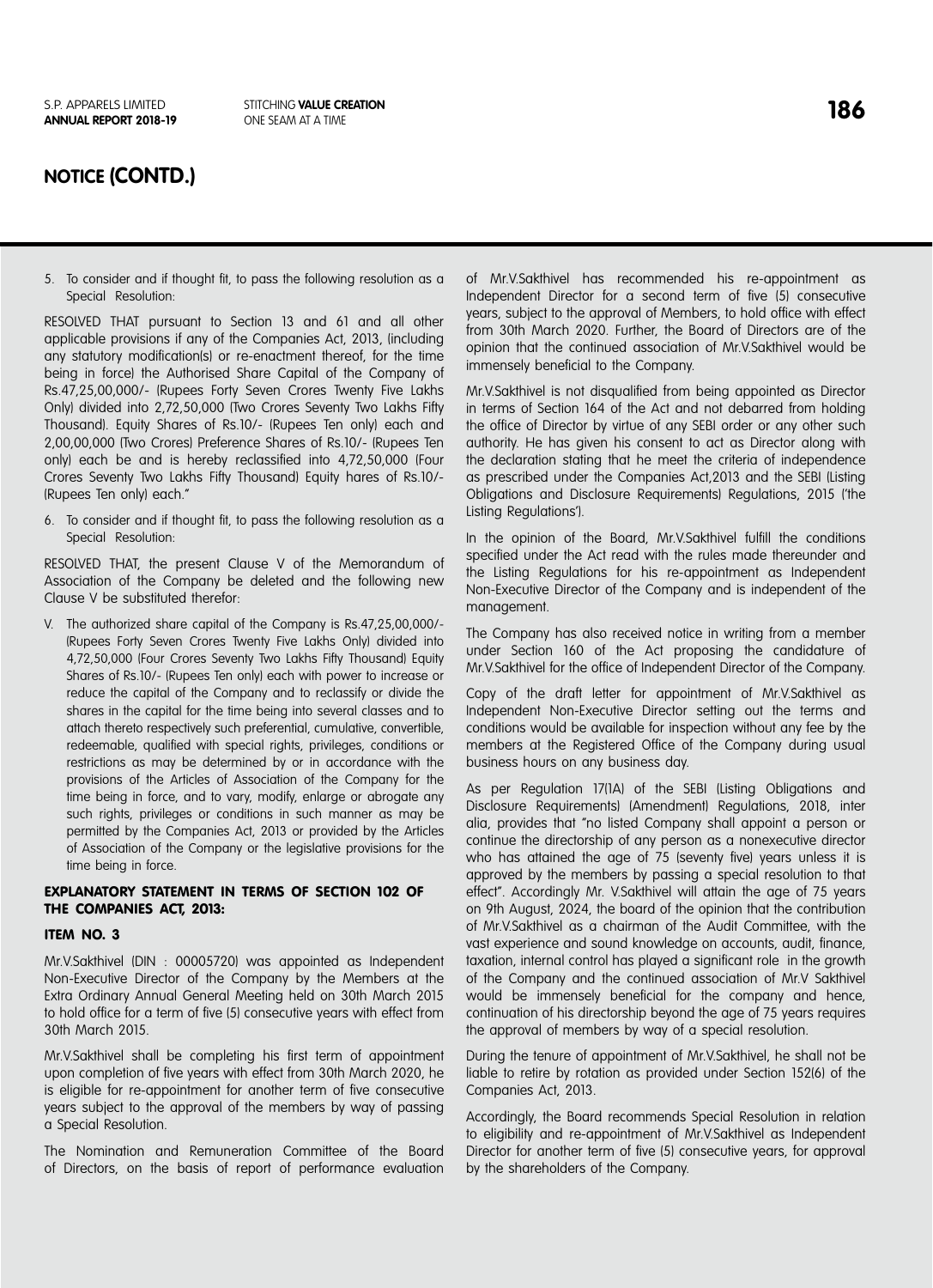## NOTICE (CONTD.)

5. To consider and if thought fit, to pass the following resolution as a Special Resolution:

RESOLVED THAT pursuant to Section 13 and 61 and all other applicable provisions if any of the Companies Act, 2013, (including any statutory modification(s) or re-enactment thereof, for the time being in force) the Authorised Share Capital of the Company of Rs.47,25,00,000/- (Rupees Forty Seven Crores Twenty Five Lakhs Only) divided into 2,72,50,000 (Two Crores Seventy Two Lakhs Fifty Thousand). Equity Shares of Rs.10/- (Rupees Ten only) each and 2,00,00,000 (Two Crores) Preference Shares of Rs.10/- (Rupees Ten only) each be and is hereby reclassified into 4,72,50,000 (Four Crores Seventy Two Lakhs Fifty Thousand) Equity hares of Rs.10/- (Rupees Ten only) each."

6. To consider and if thought fit, to pass the following resolution as a Special Resolution:

RESOLVED THAT, the present Clause V of the Memorandum of Association of the Company be deleted and the following new Clause V be substituted therefor:

V. The authorized share capital of the Company is Rs.47,25,00,000/- (Rupees Forty Seven Crores Twenty Five Lakhs Only) divided into 4,72,50,000 (Four Crores Seventy Two Lakhs Fifty Thousand) Equity Shares of Rs.10/- (Rupees Ten only) each with power to increase or reduce the capital of the Company and to reclassify or divide the shares in the capital for the time being into several classes and to attach thereto respectively such preferential, cumulative, convertible, redeemable, qualified with special rights, privileges, conditions or restrictions as may be determined by or in accordance with the provisions of the Articles of Association of the Company for the time being in force, and to vary, modify, enlarge or abrogate any such rights, privileges or conditions in such manner as may be permitted by the Companies Act, 2013 or provided by the Articles of Association of the Company or the legislative provisions for the time being in force.

### EXPLANATORY STATEMENT IN TERMS OF SECTION 102 OF THE COMPANIES ACT, 2013:

### ITEM NO. 3

Mr.V.Sakthivel (DIN : 00005720) was appointed as Independent Non-Executive Director of the Company by the Members at the Extra Ordinary Annual General Meeting held on 30th March 2015 to hold office for a term of five (5) consecutive years with effect from 30th March 2015.

Mr.V.Sakthivel shall be completing his first term of appointment upon completion of five years with effect from 30th March 2020, he is eligible for re-appointment for another term of five consecutive years subject to the approval of the members by way of passing a Special Resolution.

The Nomination and Remuneration Committee of the Board of Directors, on the basis of report of performance evaluation of Mr.V.Sakthivel has recommended his re-appointment as Independent Director for a second term of five (5) consecutive years, subject to the approval of Members, to hold office with effect from 30th March 2020. Further, the Board of Directors are of the opinion that the continued association of Mr.V.Sakthivel would be immensely beneficial to the Company.

Mr.V.Sakthivel is not disqualified from being appointed as Director in terms of Section 164 of the Act and not debarred from holding the office of Director by virtue of any SEBI order or any other such authority. He has given his consent to act as Director along with the declaration stating that he meet the criteria of independence as prescribed under the Companies Act,2013 and the SEBI (Listing Obligations and Disclosure Requirements) Regulations, 2015 ('the Listing Regulations').

In the opinion of the Board, Mr.V.Sakthivel fulfill the conditions specified under the Act read with the rules made thereunder and the Listing Regulations for his re-appointment as Independent Non-Executive Director of the Company and is independent of the management.

The Company has also received notice in writing from a member under Section 160 of the Act proposing the candidature of Mr.V.Sakthivel for the office of Independent Director of the Company.

Copy of the draft letter for appointment of Mr.V.Sakthivel as Independent Non-Executive Director setting out the terms and conditions would be available for inspection without any fee by the members at the Registered Office of the Company during usual business hours on any business day.

As per Regulation 17(1A) of the SEBI (Listing Obligations and Disclosure Requirements) (Amendment) Regulations, 2018, inter alia, provides that "no listed Company shall appoint a person or continue the directorship of any person as a nonexecutive director who has attained the age of 75 (seventy five) years unless it is approved by the members by passing a special resolution to that effect". Accordingly Mr. V.Sakthivel will attain the age of 75 years on 9th August, 2024, the board of the opinion that the contribution of Mr.V.Sakthivel as a chairman of the Audit Committee, with the vast experience and sound knowledge on accounts, audit, finance, taxation, internal control has played a significant role in the growth of the Company and the continued association of Mr.V Sakthivel would be immensely beneficial for the company and hence, continuation of his directorship beyond the age of 75 years requires the approval of members by way of a special resolution.

During the tenure of appointment of Mr.V.Sakthivel, he shall not be liable to retire by rotation as provided under Section 152(6) of the Companies Act, 2013.

Accordingly, the Board recommends Special Resolution in relation to eligibility and re-appointment of Mr.V.Sakthivel as Independent Director for another term of five (5) consecutive years, for approval by the shareholders of the Company.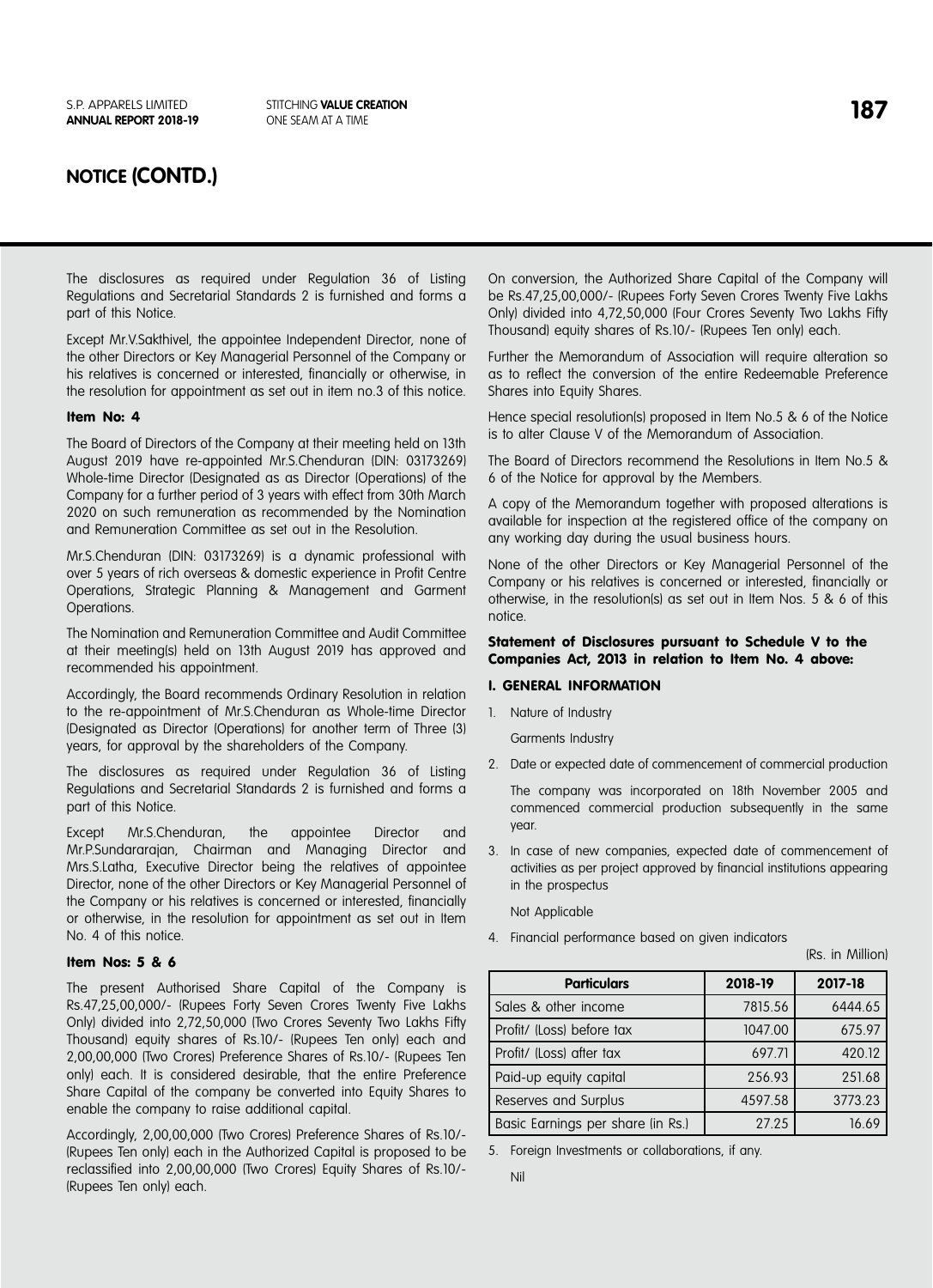## NOTICE (CONTD.)

The disclosures as required under Regulation 36 of Listing Regulations and Secretarial Standards 2 is furnished and forms a part of this Notice.

Except Mr.V.Sakthivel, the appointee Independent Director, none of the other Directors or Key Managerial Personnel of the Company or his relatives is concerned or interested, financially or otherwise, in the resolution for appointment as set out in item no.3 of this notice.

#### Item No: 4

The Board of Directors of the Company at their meeting held on 13th August 2019 have re-appointed Mr.S.Chenduran (DIN: 03173269) Whole-time Director (Designated as as Director (Operations) of the Company for a further period of 3 years with effect from 30th March 2020 on such remuneration as recommended by the Nomination and Remuneration Committee as set out in the Resolution.

Mr.S.Chenduran (DIN: 03173269) is a dynamic professional with over 5 years of rich overseas & domestic experience in Profit Centre Operations, Strategic Planning & Management and Garment Operations.

The Nomination and Remuneration Committee and Audit Committee at their meeting(s) held on 13th August 2019 has approved and recommended his appointment.

Accordingly, the Board recommends Ordinary Resolution in relation to the re-appointment of Mr.S.Chenduran as Whole-time Director (Designated as Director (Operations) for another term of Three (3) years, for approval by the shareholders of the Company.

The disclosures as required under Regulation 36 of Listing Regulations and Secretarial Standards 2 is furnished and forms a part of this Notice.

Except Mr.S.Chenduran, the appointee Director and Mr.P.Sundararajan, Chairman and Managing Director and Mrs.S.Latha, Executive Director being the relatives of appointee Director, none of the other Directors or Key Managerial Personnel of the Company or his relatives is concerned or interested, financially or otherwise, in the resolution for appointment as set out in Item No. 4 of this notice.

#### Item Nos: 5 & 6

The present Authorised Share Capital of the Company is Rs.47,25,00,000/- (Rupees Forty Seven Crores Twenty Five Lakhs Only) divided into 2,72,50,000 (Two Crores Seventy Two Lakhs Fifty Thousand) equity shares of Rs.10/- (Rupees Ten only) each and 2,00,00,000 (Two Crores) Preference Shares of Rs.10/- (Rupees Ten only) each. It is considered desirable, that the entire Preference Share Capital of the company be converted into Equity Shares to enable the company to raise additional capital.

Accordingly, 2,00,00,000 (Two Crores) Preference Shares of Rs.10/- (Rupees Ten only) each in the Authorized Capital is proposed to be reclassified into 2,00,00,000 (Two Crores) Equity Shares of Rs.10/- (Rupees Ten only) each.

On conversion, the Authorized Share Capital of the Company will be Rs.47,25,00,000/- (Rupees Forty Seven Crores Twenty Five Lakhs Only) divided into 4,72,50,000 (Four Crores Seventy Two Lakhs Fifty Thousand) equity shares of Rs.10/- (Rupees Ten only) each.

Further the Memorandum of Association will require alteration so as to reflect the conversion of the entire Redeemable Preference Shares into Equity Shares.

Hence special resolution(s) proposed in Item No.5 & 6 of the Notice is to alter Clause V of the Memorandum of Association.

The Board of Directors recommend the Resolutions in Item No.5 & 6 of the Notice for approval by the Members.

A copy of the Memorandum together with proposed alterations is available for inspection at the registered office of the company on any working day during the usual business hours.

None of the other Directors or Key Managerial Personnel of the Company or his relatives is concerned or interested, financially or otherwise, in the resolution(s) as set out in Item Nos. 5 & 6 of this notice.

#### Statement of Disclosures pursuant to Schedule V to the Companies Act, 2013 in relation to Item No. 4 above:

#### I. GENERAL INFORMATION

1. Nature of Industry

   Garments Industry

2. Date or expected date of commencement of commercial production

   The company was incorporated on 18th November 2005 and commenced commercial production subsequently in the same year.

3. In case of new companies, expected date of commencement of activities as per project approved by financial institutions appearing in the prospectus

   Not Applicable

4. Financial performance based on given indicators

(Rs. in Million)

| Particulars | 2018-19 | 2017-18 |
|---|---|---|
| Sales & other income | 7815.56 | 6444.65 |
| Profit/ (Loss) before tax | 1047.00 | 675.97 |
| Profit/ (Loss) after tax | 697.71 | 420.12 |
| Paid-up equity capital | 256.93 | 251.68 |
| Reserves and Surplus | 4597.58 | 3773.23 |
| Basic Earnings per share (in Rs.) | 27.25 | 16.69 |

5. Foreign Investments or collaborations, if any.

   Nil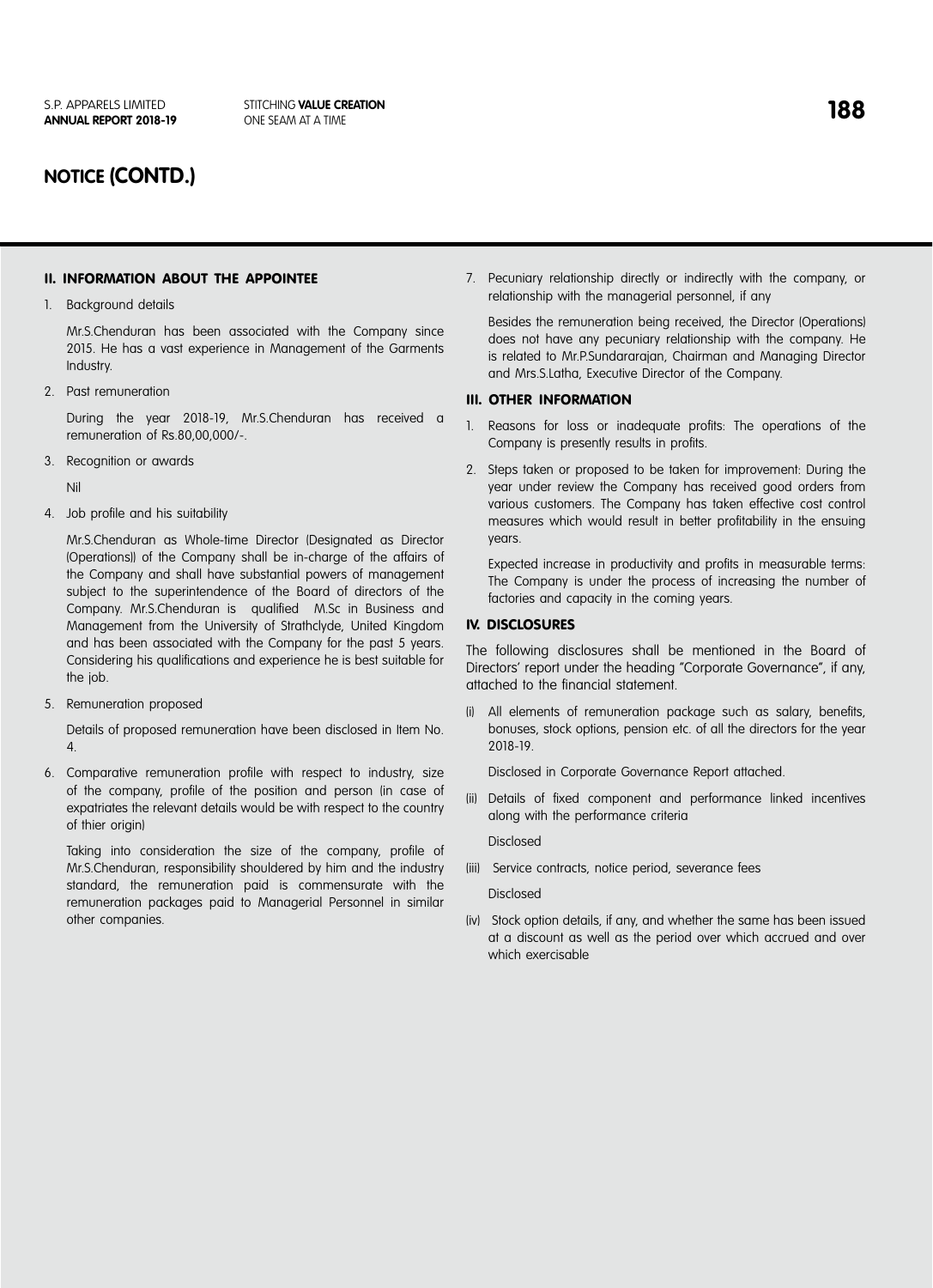## NOTICE (CONTD.)

### II. INFORMATION ABOUT THE APPOINTEE

1. Background details

   Mr.S.Chenduran has been associated with the Company since 2015. He has a vast experience in Management of the Garments Industry.

2. Past remuneration

   During the year 2018-19, Mr.S.Chenduran has received a remuneration of Rs.80,00,000/-.

3. Recognition or awards

   Nil

4. Job profile and his suitability

   Mr.S.Chenduran as Whole-time Director (Designated as Director (Operations)) of the Company shall be in-charge of the affairs of the Company and shall have substantial powers of management subject to the superintendence of the Board of directors of the Company. Mr.S.Chenduran is qualified M.Sc in Business and Management from the University of Strathclyde, United Kingdom and has been associated with the Company for the past 5 years. Considering his qualifications and experience he is best suitable for the job.

5. Remuneration proposed

   Details of proposed remuneration have been disclosed in Item No. 4.

6. Comparative remuneration profile with respect to industry, size of the company, profile of the position and person (in case of expatriates the relevant details would be with respect to the country of thier origin)

   Taking into consideration the size of the company, profile of Mr.S.Chenduran, responsibility shouldered by him and the industry standard, the remuneration paid is commensurate with the remuneration packages paid to Managerial Personnel in similar other companies.

7. Pecuniary relationship directly or indirectly with the company, or relationship with the managerial personnel, if any

   Besides the remuneration being received, the Director (Operations) does not have any pecuniary relationship with the company. He is related to Mr.P.Sundararajan, Chairman and Managing Director and Mrs.S.Latha, Executive Director of the Company.

### III. OTHER INFORMATION

1. Reasons for loss or inadequate profits: The operations of the Company is presently results in profits.

2. Steps taken or proposed to be taken for improvement: During the year under review the Company has received good orders from various customers. The Company has taken effective cost control measures which would result in better profitability in the ensuing years.

   Expected increase in productivity and profits in measurable terms: The Company is under the process of increasing the number of factories and capacity in the coming years.

### IV. DISCLOSURES

The following disclosures shall be mentioned in the Board of Directors' report under the heading "Corporate Governance", if any, attached to the financial statement.

(i) All elements of remuneration package such as salary, benefits, bonuses, stock options, pension etc. of all the directors for the year 2018-19.

   Disclosed in Corporate Governance Report attached.

(ii) Details of fixed component and performance linked incentives along with the performance criteria

   Disclosed

(iii) Service contracts, notice period, severance fees

   Disclosed

(iv) Stock option details, if any, and whether the same has been issued at a discount as well as the period over which accrued and over which exercisable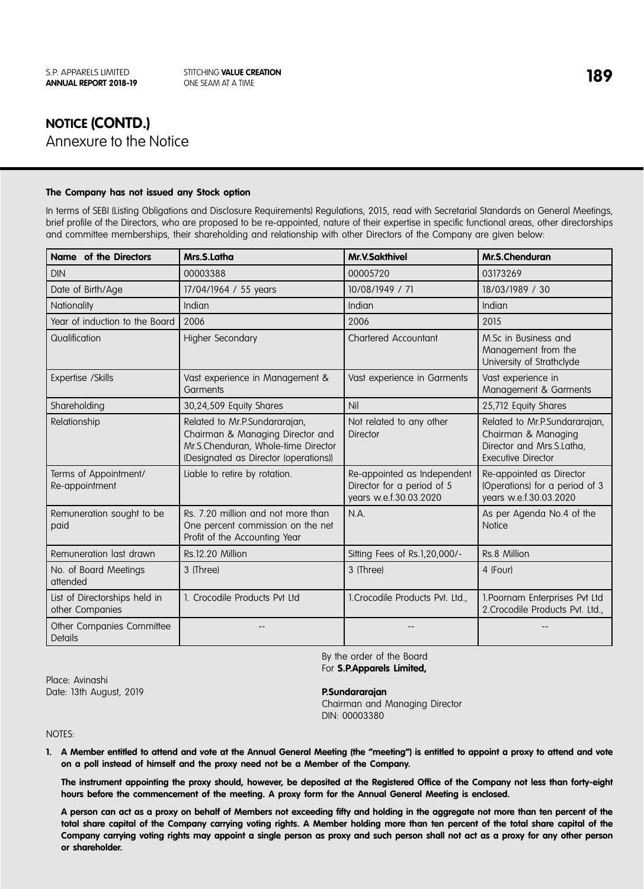## NOTICE (CONTD.)

Annexure to the Notice

**The Company has not issued any Stock option**

In terms of SEBI (Listing Obligations and Disclosure Requirements) Regulations, 2015, read with Secretarial Standards on General Meetings, brief profile of the Directors, who are proposed to be re-appointed, nature of their expertise in specific functional areas, other directorships and committee memberships, their shareholding and relationship with other Directors of the Company are given below:

| Name of the Directors | Mrs.S.Latha | Mr.V.Sakthivel | Mr.S.Chenduran |
|---|---|---|---|
| DIN | 00003388 | 00005720 | 03173269 |
| Date of Birth/Age | 17/04/1964 / 55 years | 10/08/1949 / 71 | 18/03/1989 / 30 |
| Nationality | Indian | Indian | Indian |
| Year of induction to the Board | 2006 | 2006 | 2015 |
| Qualification | Higher Secondary | Chartered Accountant | M.Sc in Business and Management from the University of Strathclyde |
| Expertise /Skills | Vast experience in Management & Garments | Vast experience in Garments | Vast experience in Management & Garments |
| Shareholding | 30,24,509 Equity Shares | Nil | 25,712 Equity Shares |
| Relationship | Related to Mr.P.Sundararajan, Chairman & Managing Director and Mr.S.Chenduran, Whole-time Director (Designated as Director (operations)) | Not related to any other Director | Related to Mr.P.Sundararajan, Chairman & Managing Director and Mrs.S.Latha, Executive Director |
| Terms of Appointment/ Re-appointment | Liable to retire by rotation. | Re-appointed as Independent Director for a period of 5 years w.e.f.30.03.2020 | Re-appointed as Director (Operations) for a period of 3 years w.e.f.30.03.2020 |
| Remuneration sought to be paid | Rs. 7.20 million and not more than One percent commission on the net Profit of the Accounting Year | N.A. | As per Agenda No.4 of the Notice |
| Remuneration last drawn | Rs.12.20 Million | Sitting Fees of Rs.1,20,000/- | Rs.8 Million |
| No. of Board Meetings attended | 3 (Three) | 3 (Three) | 4 (Four) |
| List of Directorships held in other Companies | 1. Crocodile Products Pvt Ltd | 1.Crocodile Products Pvt. Ltd., | 1.Poornam Enterprises Pvt Ltd<br>2.Crocodile Products Pvt. Ltd., |
| Other Companies Committee Details | -- | -- | -- |

Place: Avinashi
Date: 13th August, 2019

By the order of the Board
For **S.P.Apparels Limited,**

**P.Sundararajan**
Chairman and Managing Director
DIN: 00003380

NOTES:

1. **A Member entitled to attend and vote at the Annual General Meeting (the "meeting") is entitled to appoint a proxy to attend and vote on a poll instead of himself and the proxy need not be a Member of the Company.**

   **The instrument appointing the proxy should, however, be deposited at the Registered Office of the Company not less than forty-eight hours before the commencement of the meeting. A proxy form for the Annual General Meeting is enclosed.**

   **A person can act as a proxy on behalf of Members not exceeding fifty and holding in the aggregate not more than ten percent of the total share capital of the Company carrying voting rights. A Member holding more than ten percent of the total share capital of the Company carrying voting rights may appoint a single person as proxy and such person shall not act as a proxy for any other person or shareholder.**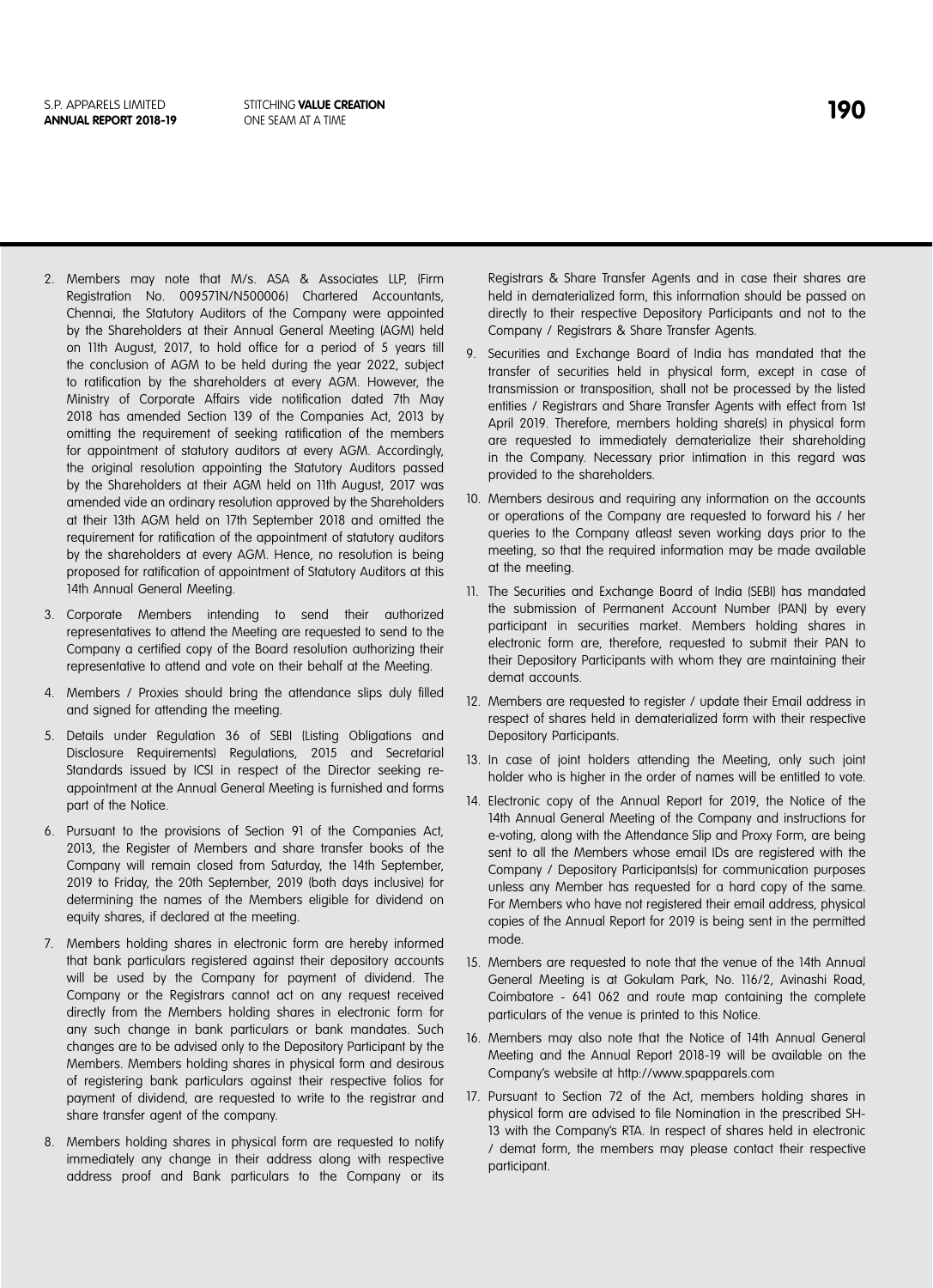2. Members may note that M/s. ASA & Associates LLP, (Firm Registration No. 009571N/N500006) Chartered Accountants, Chennai, the Statutory Auditors of the Company were appointed by the Shareholders at their Annual General Meeting (AGM) held on 11th August, 2017, to hold office for a period of 5 years till the conclusion of AGM to be held during the year 2022, subject to ratification by the shareholders at every AGM. However, the Ministry of Corporate Affairs vide notification dated 7th May 2018 has amended Section 139 of the Companies Act, 2013 by omitting the requirement of seeking ratification of the members for appointment of statutory auditors at every AGM. Accordingly, the original resolution appointing the Statutory Auditors passed by the Shareholders at their AGM held on 11th August, 2017 was amended vide an ordinary resolution approved by the Shareholders at their 13th AGM held on 17th September 2018 and omitted the requirement for ratification of the appointment of statutory auditors by the shareholders at every AGM. Hence, no resolution is being proposed for ratification of appointment of Statutory Auditors at this 14th Annual General Meeting.

3. Corporate Members intending to send their authorized representatives to attend the Meeting are requested to send to the Company a certified copy of the Board resolution authorizing their representative to attend and vote on their behalf at the Meeting.

4. Members / Proxies should bring the attendance slips duly filled and signed for attending the meeting.

5. Details under Regulation 36 of SEBI (Listing Obligations and Disclosure Requirements) Regulations, 2015 and Secretarial Standards issued by ICSI in respect of the Director seeking re-appointment at the Annual General Meeting is furnished and forms part of the Notice.

6. Pursuant to the provisions of Section 91 of the Companies Act, 2013, the Register of Members and share transfer books of the Company will remain closed from Saturday, the 14th September, 2019 to Friday, the 20th September, 2019 (both days inclusive) for determining the names of the Members eligible for dividend on equity shares, if declared at the meeting.

7. Members holding shares in electronic form are hereby informed that bank particulars registered against their depository accounts will be used by the Company for payment of dividend. The Company or the Registrars cannot act on any request received directly from the Members holding shares in electronic form for any such change in bank particulars or bank mandates. Such changes are to be advised only to the Depository Participant by the Members. Members holding shares in physical form and desirous of registering bank particulars against their respective folios for payment of dividend, are requested to write to the registrar and share transfer agent of the company.

8. Members holding shares in physical form are requested to notify immediately any change in their address along with respective address proof and Bank particulars to the Company or its Registrars & Share Transfer Agents and in case their shares are held in dematerialized form, this information should be passed on directly to their respective Depository Participants and not to the Company / Registrars & Share Transfer Agents.

9. Securities and Exchange Board of India has mandated that the transfer of securities held in physical form, except in case of transmission or transposition, shall not be processed by the listed entities / Registrars and Share Transfer Agents with effect from 1st April 2019. Therefore, members holding share(s) in physical form are requested to immediately dematerialize their shareholding in the Company. Necessary prior intimation in this regard was provided to the shareholders.

10. Members desirous and requiring any information on the accounts or operations of the Company are requested to forward his / her queries to the Company atleast seven working days prior to the meeting, so that the required information may be made available at the meeting.

11. The Securities and Exchange Board of India (SEBI) has mandated the submission of Permanent Account Number (PAN) by every participant in securities market. Members holding shares in electronic form are, therefore, requested to submit their PAN to their Depository Participants with whom they are maintaining their demat accounts.

12. Members are requested to register / update their Email address in respect of shares held in dematerialized form with their respective Depository Participants.

13. In case of joint holders attending the Meeting, only such joint holder who is higher in the order of names will be entitled to vote.

14. Electronic copy of the Annual Report for 2019, the Notice of the 14th Annual General Meeting of the Company and instructions for e-voting, along with the Attendance Slip and Proxy Form, are being sent to all the Members whose email IDs are registered with the Company / Depository Participants(s) for communication purposes unless any Member has requested for a hard copy of the same. For Members who have not registered their email address, physical copies of the Annual Report for 2019 is being sent in the permitted mode.

15. Members are requested to note that the venue of the 14th Annual General Meeting is at Gokulam Park, No. 116/2, Avinashi Road, Coimbatore - 641 062 and route map containing the complete particulars of the venue is printed to this Notice.

16. Members may also note that the Notice of 14th Annual General Meeting and the Annual Report 2018-19 will be available on the Company's website at http://www.spapparels.com

17. Pursuant to Section 72 of the Act, members holding shares in physical form are advised to file Nomination in the prescribed SH-13 with the Company's RTA. In respect of shares held in electronic / demat form, the members may please contact their respective participant.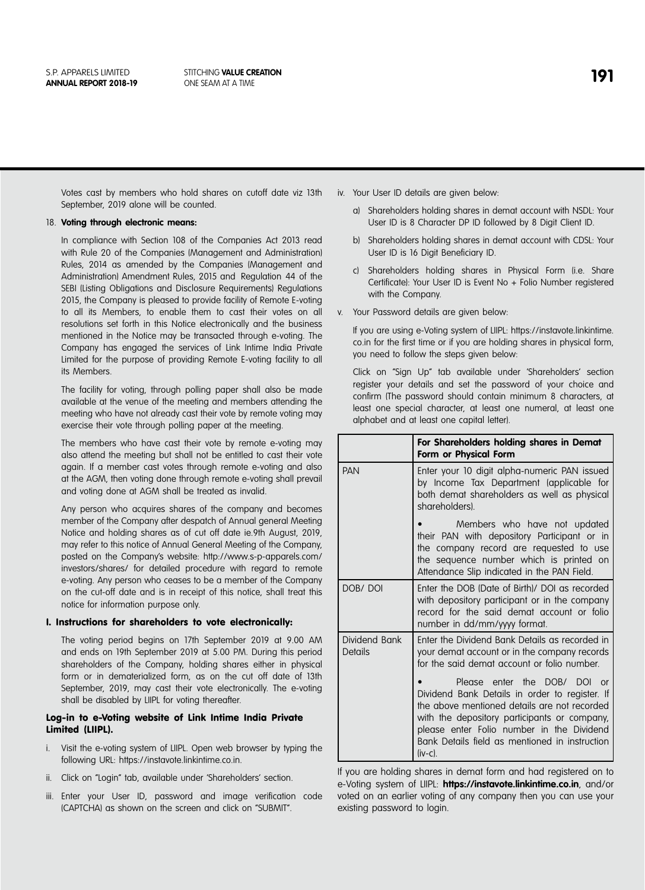Votes cast by members who hold shares on cutoff date viz 13th September, 2019 alone will be counted.

18. **Voting through electronic means:**

In compliance with Section 108 of the Companies Act 2013 read with Rule 20 of the Companies (Management and Administration) Rules, 2014 as amended by the Companies (Management and Administration) Amendment Rules, 2015 and Regulation 44 of the SEBI (Listing Obligations and Disclosure Requirements) Regulations 2015, the Company is pleased to provide facility of Remote E-voting to all its Members, to enable them to cast their votes on all resolutions set forth in this Notice electronically and the business mentioned in the Notice may be transacted through e-voting. The Company has engaged the services of Link Intime India Private Limited for the purpose of providing Remote E-voting facility to all its Members.

The facility for voting, through polling paper shall also be made available at the venue of the meeting and members attending the meeting who have not already cast their vote by remote voting may exercise their vote through polling paper at the meeting.

The members who have cast their vote by remote e-voting may also attend the meeting but shall not be entitled to cast their vote again. If a member cast votes through remote e-voting and also at the AGM, then voting done through remote e-voting shall prevail and voting done at AGM shall be treated as invalid.

Any person who acquires shares of the company and becomes member of the Company after despatch of Annual general Meeting Notice and holding shares as of cut off date ie.9th August, 2019, may refer to this notice of Annual General Meeting of the Company, posted on the Company's website: http://www.s-p-apparels.com/investors/shares/ for detailed procedure with regard to remote e-voting. Any person who ceases to be a member of the Company on the cut-off date and is in receipt of this notice, shall treat this notice for information purpose only.

### I. Instructions for shareholders to vote electronically:

The voting period begins on 17th September 2019 at 9.00 AM and ends on 19th September 2019 at 5.00 PM. During this period shareholders of the Company, holding shares either in physical form or in dematerialized form, as on the cut off date of 13th September, 2019, may cast their vote electronically. The e-voting shall be disabled by LIIPL for voting thereafter.

#### Log-in to e-Voting website of Link Intime India Private Limited (LIIPL).

i. Visit the e-voting system of LIIPL. Open web browser by typing the following URL: https://instavote.linkintime.co.in.

ii. Click on "Login" tab, available under 'Shareholders' section.

iii. Enter your User ID, password and image verification code (CAPTCHA) as shown on the screen and click on "SUBMIT".

iv. Your User ID details are given below:

a) Shareholders holding shares in demat account with NSDL: Your User ID is 8 Character DP ID followed by 8 Digit Client ID.

b) Shareholders holding shares in demat account with CDSL: Your User ID is 16 Digit Beneficiary ID.

c) Shareholders holding shares in Physical Form (i.e. Share Certificate): Your User ID is Event No + Folio Number registered with the Company.

v. Your Password details are given below:

If you are using e-Voting system of LIIPL: https://instavote.linkintime.co.in for the first time or if you are holding shares in physical form, you need to follow the steps given below:

Click on "Sign Up" tab available under 'Shareholders' section register your details and set the password of your choice and confirm (The password should contain minimum 8 characters, at least one special character, at least one numeral, at least one alphabet and at least one capital letter).

| | **For Shareholders holding shares in Demat Form or Physical Form** |
|---|---|
| PAN | Enter your 10 digit alpha-numeric PAN issued by Income Tax Department (applicable for both demat shareholders as well as physical shareholders).<br>• Members who have not updated their PAN with depository Participant or in the company record are requested to use the sequence number which is printed on Attendance Slip indicated in the PAN Field. |
| DOB/ DOI | Enter the DOB (Date of Birth)/ DOI as recorded with depository participant or in the company record for the said demat account or folio number in dd/mm/yyyy format. |
| Dividend Bank Details | Enter the Dividend Bank Details as recorded in your demat account or in the company records for the said demat account or folio number.<br>• Please enter the DOB/ DOI or Dividend Bank Details in order to register. If the above mentioned details are not recorded with the depository participants or company, please enter Folio number in the Dividend Bank Details field as mentioned in instruction (iv-c). |

If you are holding shares in demat form and had registered on to e-Voting system of LIIPL: **https://instavote.linkintime.co.in**, and/or voted on an earlier voting of any company then you can use your existing password to login.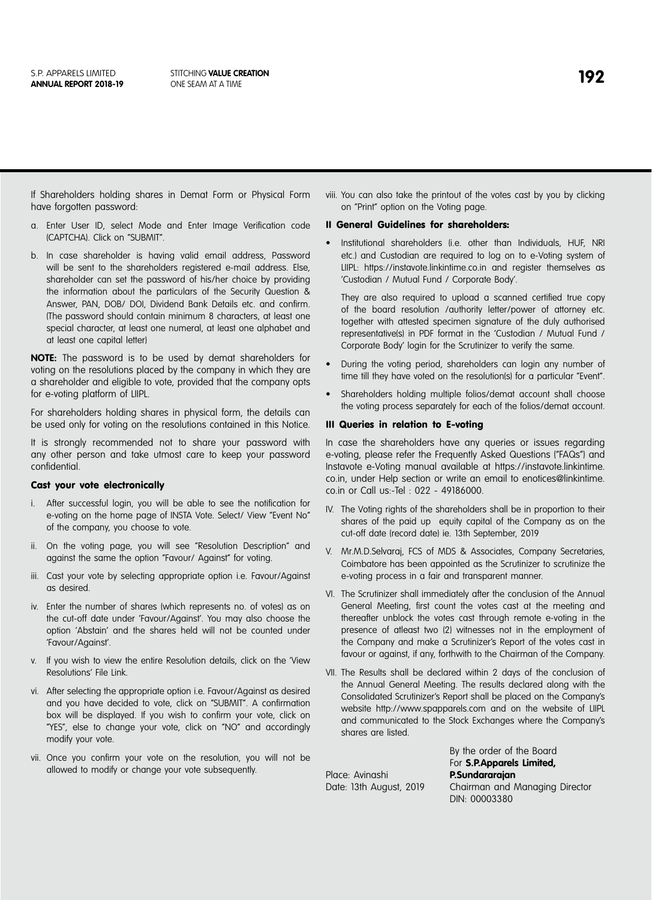If Shareholders holding shares in Demat Form or Physical Form have forgotten password:

a. Enter User ID, select Mode and Enter Image Verification code (CAPTCHA). Click on "SUBMIT".

b. In case shareholder is having valid email address, Password will be sent to the shareholders registered e-mail address. Else, shareholder can set the password of his/her choice by providing the information about the particulars of the Security Question & Answer, PAN, DOB/ DOI, Dividend Bank Details etc. and confirm. (The password should contain minimum 8 characters, at least one special character, at least one numeral, at least one alphabet and at least one capital letter)

**NOTE:** The password is to be used by demat shareholders for voting on the resolutions placed by the company in which they are a shareholder and eligible to vote, provided that the company opts for e-voting platform of LIIPL.

For shareholders holding shares in physical form, the details can be used only for voting on the resolutions contained in this Notice.

It is strongly recommended not to share your password with any other person and take utmost care to keep your password confidential.

**Cast your vote electronically**

i. After successful login, you will be able to see the notification for e-voting on the home page of INSTA Vote. Select/ View "Event No" of the company, you choose to vote.

ii. On the voting page, you will see "Resolution Description" and against the same the option "Favour/ Against" for voting.

iii. Cast your vote by selecting appropriate option i.e. Favour/Against as desired.

iv. Enter the number of shares (which represents no. of votes) as on the cut-off date under 'Favour/Against'. You may also choose the option 'Abstain' and the shares held will not be counted under 'Favour/Against'.

v. If you wish to view the entire Resolution details, click on the 'View Resolutions' File Link.

vi. After selecting the appropriate option i.e. Favour/Against as desired and you have decided to vote, click on "SUBMIT". A confirmation box will be displayed. If you wish to confirm your vote, click on "YES", else to change your vote, click on "NO" and accordingly modify your vote.

vii. Once you confirm your vote on the resolution, you will not be allowed to modify or change your vote subsequently.

viii. You can also take the printout of the votes cast by you by clicking on "Print" option on the Voting page.

**II General Guidelines for shareholders:**

- Institutional shareholders (i.e. other than Individuals, HUF, NRI etc.) and Custodian are required to log on to e-Voting system of LIIPL: https://instavote.linkintime.co.in and register themselves as 'Custodian / Mutual Fund / Corporate Body'.

  They are also required to upload a scanned certified true copy of the board resolution /authority letter/power of attorney etc. together with attested specimen signature of the duly authorised representative(s) in PDF format in the 'Custodian / Mutual Fund / Corporate Body' login for the Scrutinizer to verify the same.

- During the voting period, shareholders can login any number of time till they have voted on the resolution(s) for a particular "Event".

- Shareholders holding multiple folios/demat account shall choose the voting process separately for each of the folios/demat account.

**III Queries in relation to E-voting**

In case the shareholders have any queries or issues regarding e-voting, please refer the Frequently Asked Questions ("FAQs") and Instavote e-Voting manual available at https://instavote.linkintime.co.in, under Help section or write an email to enotices@linkintime.co.in or Call us:-Tel : 022 - 49186000.

IV. The Voting rights of the shareholders shall be in proportion to their shares of the paid up equity capital of the Company as on the cut-off date (record date) ie. 13th September, 2019

V. Mr.M.D.Selvaraj, FCS of MDS & Associates, Company Secretaries, Coimbatore has been appointed as the Scrutinizer to scrutinize the e-voting process in a fair and transparent manner.

VI. The Scrutinizer shall immediately after the conclusion of the Annual General Meeting, first count the votes cast at the meeting and thereafter unblock the votes cast through remote e-voting in the presence of atleast two (2) witnesses not in the employment of the Company and make a Scrutinizer's Report of the votes cast in favour or against, if any, forthwith to the Chairman of the Company.

VII. The Results shall be declared within 2 days of the conclusion of the Annual General Meeting. The results declared along with the Consolidated Scrutinizer's Report shall be placed on the Company's website http://www.spapparels.com and on the website of LIIPL and communicated to the Stock Exchanges where the Company's shares are listed.

By the order of the Board
For **S.P.Apparels Limited,**

Place: Avinashi
Date: 13th August, 2019

**P.Sundararajan**
Chairman and Managing Director
DIN: 00003380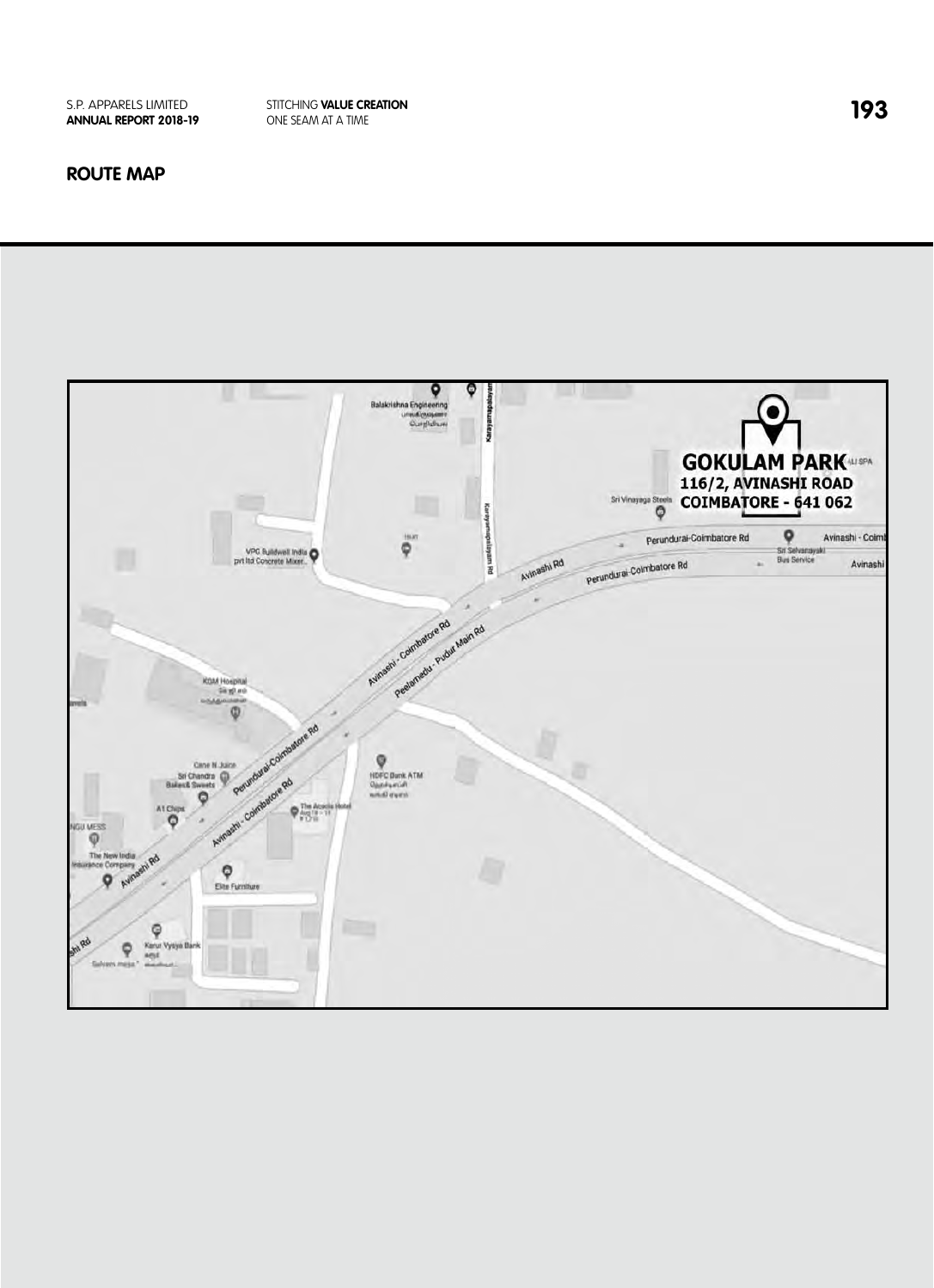## ROUTE MAP

GOKULAM PARK
116/2, AVINASHI ROAD
COIMBATORE - 641 062